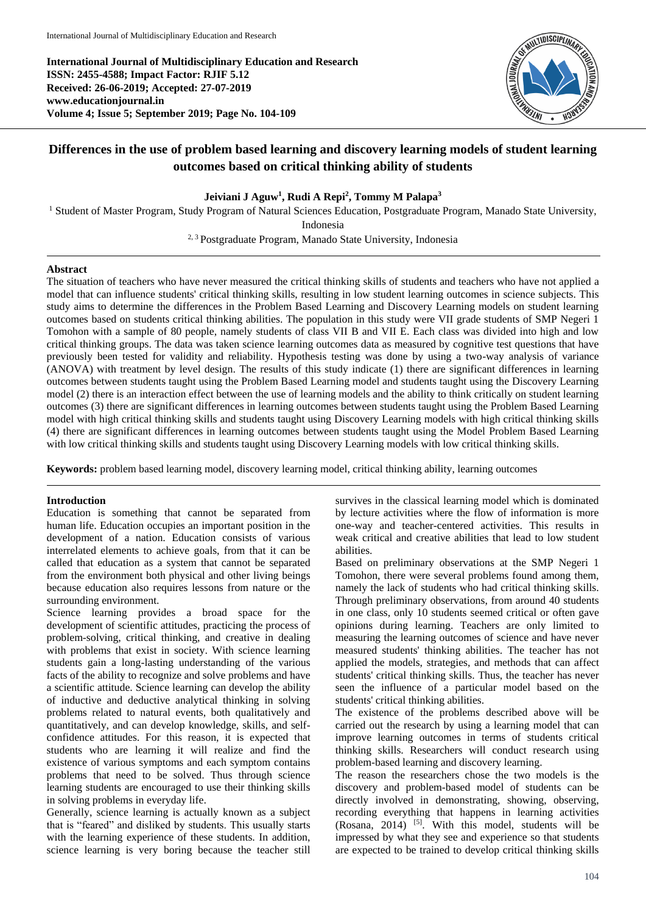**International Journal of Multidisciplinary Education and Research**
**ISSN: 2455-4588; Impact Factor: RJIF 5.12**
**Received: 26-06-2019; Accepted: 27-07-2019**
**www.educationjournal.in**
**Volume 4; Issue 5; September 2019; Page No. 104-109**

# Differences in the use of problem based learning and discovery learning models of student learning outcomes based on critical thinking ability of students

**Jeiviani J Aguw[1], Rudi A Repi[2], Tommy M Palapa[3]**

[1] Student of Master Program, Study Program of Natural Sciences Education, Postgraduate Program, Manado State University, Indonesia

[2, 3] Postgraduate Program, Manado State University, Indonesia

## Abstract

The situation of teachers who have never measured the critical thinking skills of students and teachers who have not applied a model that can influence students' critical thinking skills, resulting in low student learning outcomes in science subjects. This study aims to determine the differences in the Problem Based Learning and Discovery Learning models on student learning outcomes based on students critical thinking abilities. The population in this study were VII grade students of SMP Negeri 1 Tomohon with a sample of 80 people, namely students of class VII B and VII E. Each class was divided into high and low critical thinking groups. The data was taken science learning outcomes data as measured by cognitive test questions that have previously been tested for validity and reliability. Hypothesis testing was done by using a two-way analysis of variance (ANOVA) with treatment by level design. The results of this study indicate (1) there are significant differences in learning outcomes between students taught using the Problem Based Learning model and students taught using the Discovery Learning model (2) there is an interaction effect between the use of learning models and the ability to think critically on student learning outcomes (3) there are significant differences in learning outcomes between students taught using the Problem Based Learning model with high critical thinking skills and students taught using Discovery Learning models with high critical thinking skills (4) there are significant differences in learning outcomes between students taught using the Model Problem Based Learning with low critical thinking skills and students taught using Discovery Learning models with low critical thinking skills.

**Keywords:** problem based learning model, discovery learning model, critical thinking ability, learning outcomes

## Introduction

Education is something that cannot be separated from human life. Education occupies an important position in the development of a nation. Education consists of various interrelated elements to achieve goals, from that it can be called that education as a system that cannot be separated from the environment both physical and other living beings because education also requires lessons from nature or the surrounding environment.

Science learning provides a broad space for the development of scientific attitudes, practicing the process of problem-solving, critical thinking, and creative in dealing with problems that exist in society. With science learning students gain a long-lasting understanding of the various facts of the ability to recognize and solve problems and have a scientific attitude. Science learning can develop the ability of inductive and deductive analytical thinking in solving problems related to natural events, both qualitatively and quantitatively, and can develop knowledge, skills, and self-confidence attitudes. For this reason, it is expected that students who are learning it will realize and find the existence of various symptoms and each symptom contains problems that need to be solved. Thus through science learning students are encouraged to use their thinking skills in solving problems in everyday life.

Generally, science learning is actually known as a subject that is "feared" and disliked by students. This usually starts with the learning experience of these students. In addition, science learning is very boring because the teacher still survives in the classical learning model which is dominated by lecture activities where the flow of information is more one-way and teacher-centered activities. This results in weak critical and creative abilities that lead to low student abilities.

Based on preliminary observations at the SMP Negeri 1 Tomohon, there were several problems found among them, namely the lack of students who had critical thinking skills. Through preliminary observations, from around 40 students in one class, only 10 students seemed critical or often gave opinions during learning. Teachers are only limited to measuring the learning outcomes of science and have never measured students' thinking abilities. The teacher has not applied the models, strategies, and methods that can affect students' critical thinking skills. Thus, the teacher has never seen the influence of a particular model based on the students' critical thinking abilities.

The existence of the problems described above will be carried out the research by using a learning model that can improve learning outcomes in terms of students critical thinking skills. Researchers will conduct research using problem-based learning and discovery learning.

The reason the researchers chose the two models is the discovery and problem-based model of students can be directly involved in demonstrating, showing, observing, recording everything that happens in learning activities (Rosana, 2014) [5]. With this model, students will be impressed by what they see and experience so that students are expected to be trained to develop critical thinking skills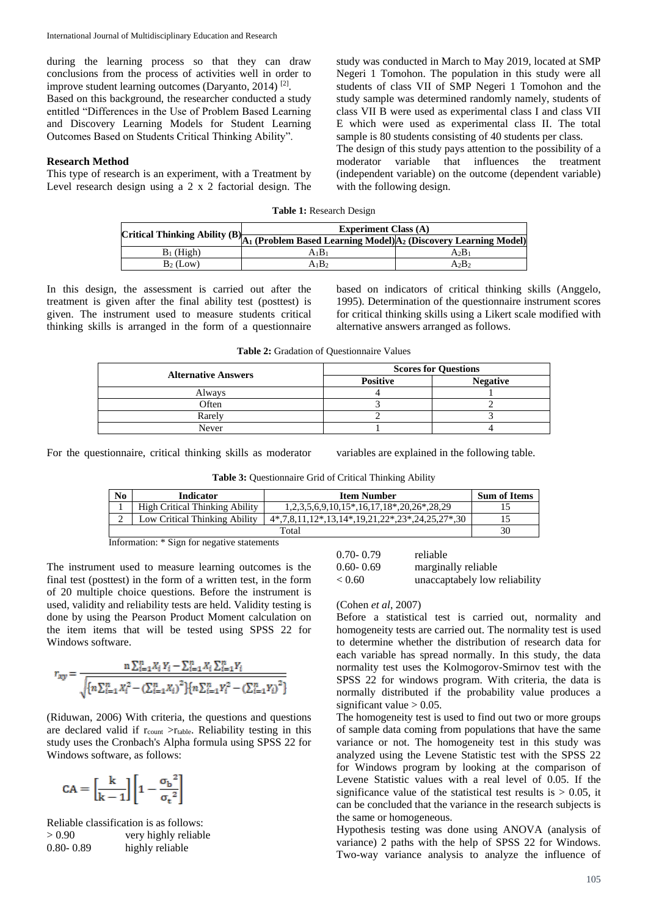during the learning process so that they can draw conclusions from the process of activities well in order to improve student learning outcomes (Daryanto, 2014) [2].

Based on this background, the researcher conducted a study entitled "Differences in the Use of Problem Based Learning and Discovery Learning Models for Student Learning Outcomes Based on Students Critical Thinking Ability".

**Research Method**

This type of research is an experiment, with a Treatment by Level research design using a 2 x 2 factorial design. The study was conducted in March to May 2019, located at SMP Negeri 1 Tomohon. The population in this study were all students of class VII of SMP Negeri 1 Tomohon and the study sample was determined randomly namely, students of class VII B were used as experimental class I and class VII E which were used as experimental class II. The total sample is 80 students consisting of 40 students per class.

The design of this study pays attention to the possibility of a moderator variable that influences the treatment (independent variable) on the outcome (dependent variable) with the following design.

**Table 1:** Research Design

| Critical Thinking Ability (B) | Experiment Class (A) | |
|---|---|---|
| | $A_1$ (Problem Based Learning Model) | $A_2$ (Discovery Learning Model) |
| $B_1$ (High) | $A_1B_1$ | $A_2B_1$ |
| $B_2$ (Low) | $A_1B_2$ | $A_2B_2$ |

In this design, the assessment is carried out after the treatment is given after the final ability test (posttest) is given. The instrument used to measure students critical thinking skills is arranged in the form of a questionnaire based on indicators of critical thinking skills (Anggelo, 1995). Determination of the questionnaire instrument scores for critical thinking skills using a Likert scale modified with alternative answers arranged as follows.

**Table 2:** Gradation of Questionnaire Values

| Alternative Answers | Scores for Questions | |
|---|---|---|
| | Positive | Negative |
| Always | 4 | 1 |
| Often | 3 | 2 |
| Rarely | 2 | 3 |
| Never | 1 | 4 |

For the questionnaire, critical thinking skills as moderator variables are explained in the following table.

**Table 3:** Questionnaire Grid of Critical Thinking Ability

| No | Indicator | Item Number | Sum of Items |
|---|---|---|---|
| 1 | High Critical Thinking Ability | 1,2,3,5,6,9,10,15*,16,17,18*,20,26*,28,29 | 15 |
| 2 | Low Critical Thinking Ability | 4*,7,8,11,12*,13,14*,19,21,22*,23*,24,25,27*,30 | 15 |
| | Total | | 30 |

Information: * Sign for negative statements

The instrument used to measure learning outcomes is the final test (posttest) in the form of a written test, in the form of 20 multiple choice questions. Before the instrument is used, validity and reliability tests are held. Validity testing is done by using the Pearson Product Moment calculation on the item items that will be tested using SPSS 22 for Windows software.

$$r_{xy} = \frac{n\sum_{i=1}^{n} X_i Y_i - \sum_{i=1}^{n} X_i \sum_{i=1}^{n} Y_i}{\sqrt{\left\{n\sum_{i=1}^{n} X_i^2 - \left(\sum_{i=1}^{n} X_i\right)^2\right\}\left\{n\sum_{i=1}^{n} Y_i^2 - \left(\sum_{i=1}^{n} Y_i\right)^2\right\}}}$$

(Riduwan, 2006) With criteria, the questions and questions are declared valid if $r_{count} > r_{table}$. Reliability testing in this study uses the Cronbach's Alpha formula using SPSS 22 for Windows software, as follows:

$$CA = \left[\frac{k}{k-1}\right]\left[1 - \frac{\sigma_b^2}{\sigma_t^2}\right]$$

Reliable classification is as follows:

| | |
|---|---|
| > 0.90 | very highly reliable |
| 0.80- 0.89 | highly reliable |
| 0.70- 0.79 | reliable |
| 0.60- 0.69 | marginally reliable |
| < 0.60 | unacceptably low reliability |

(Cohen *et al*, 2007)

Before a statistical test is carried out, normality and homogeneity tests are carried out. The normality test is used to determine whether the distribution of research data for each variable has spread normally. In this study, the data normality test uses the Kolmogorov-Smirnov test with the SPSS 22 for windows program. With criteria, the data is normally distributed if the probability value produces a significant value > 0.05.

The homogeneity test is used to find out two or more groups of sample data coming from populations that have the same variance or not. The homogeneity test in this study was analyzed using the Levene Statistic test with the SPSS 22 for Windows program by looking at the comparison of Levene Statistic values with a real level of 0.05. If the significance value of the statistical test results is > 0.05, it can be concluded that the variance in the research subjects is the same or homogeneous.

Hypothesis testing was done using ANOVA (analysis of variance) 2 paths with the help of SPSS 22 for Windows. Two-way variance analysis to analyze the influence of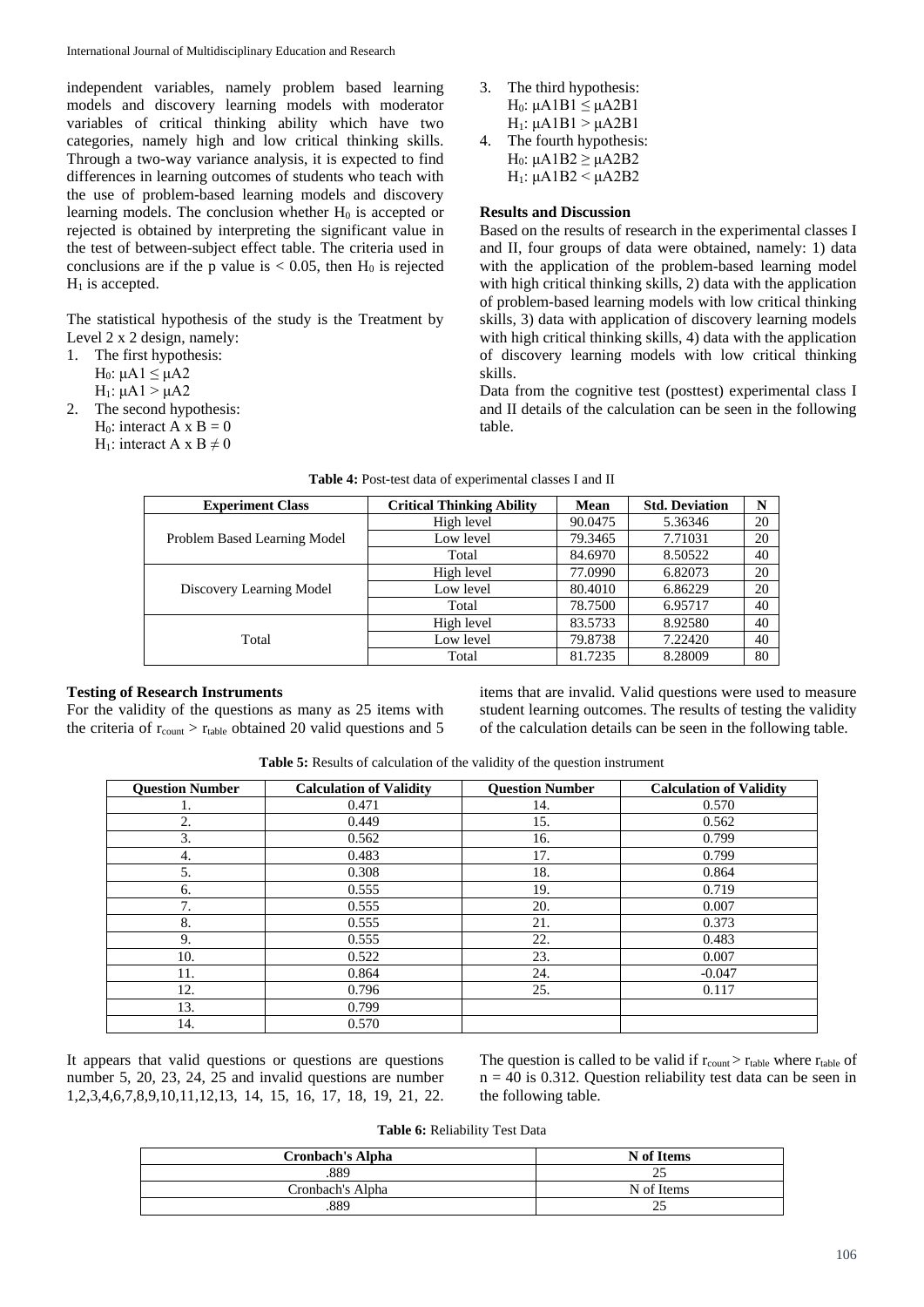independent variables, namely problem based learning models and discovery learning models with moderator variables of critical thinking ability which have two categories, namely high and low critical thinking skills. Through a two-way variance analysis, it is expected to find differences in learning outcomes of students who teach with the use of problem-based learning models and discovery learning models. The conclusion whether $H_0$ is accepted or rejected is obtained by interpreting the significant value in the test of between-subject effect table. The criteria used in conclusions are if the p value is $< 0.05$, then $H_0$ is rejected $H_1$ is accepted.

The statistical hypothesis of the study is the Treatment by Level 2 x 2 design, namely:

1. The first hypothesis:
   $H_0$: $\mu A1 \leq \mu A2$
   $H_1$: $\mu A1 > \mu A2$
2. The second hypothesis:
   $H_0$: interact A x B = 0
   $H_1$: interact A x B $\neq 0$
3. The third hypothesis:
   $H_0$: $\mu A1B1 \leq \mu A2B1$
   $H_1$: $\mu A1B1 > \mu A2B1$
4. The fourth hypothesis:
   $H_0$: $\mu A1B2 \geq \mu A2B2$
   $H_1$: $\mu A1B2 < \mu A2B2$

## Results and Discussion

Based on the results of research in the experimental classes I and II, four groups of data were obtained, namely: 1) data with the application of the problem-based learning model with high critical thinking skills, 2) data with the application of problem-based learning models with low critical thinking skills, 3) data with application of discovery learning models with high critical thinking skills, 4) data with the application of discovery learning models with low critical thinking skills.

Data from the cognitive test (posttest) experimental class I and II details of the calculation can be seen in the following table.

**Table 4:** Post-test data of experimental classes I and II

| Experiment Class | Critical Thinking Ability | Mean | Std. Deviation | N |
|---|---|---|---|---|
| Problem Based Learning Model | High level | 90.0475 | 5.36346 | 20 |
| | Low level | 79.3465 | 7.71031 | 20 |
| | Total | 84.6970 | 8.50522 | 40 |
| Discovery Learning Model | High level | 77.0990 | 6.82073 | 20 |
| | Low level | 80.4010 | 6.86229 | 20 |
| | Total | 78.7500 | 6.95717 | 40 |
| Total | High level | 83.5733 | 8.92580 | 40 |
| | Low level | 79.8738 | 7.22420 | 40 |
| | Total | 81.7235 | 8.28009 | 80 |

### Testing of Research Instruments

For the validity of the questions as many as 25 items with the criteria of $r_{count} > r_{table}$ obtained 20 valid questions and 5 items that are invalid. Valid questions were used to measure student learning outcomes. The results of testing the validity of the calculation details can be seen in the following table.

**Table 5:** Results of calculation of the validity of the question instrument

| Question Number | Calculation of Validity | Question Number | Calculation of Validity |
|---|---|---|---|
| 1. | 0.471 | 14. | 0.570 |
| 2. | 0.449 | 15. | 0.562 |
| 3. | 0.562 | 16. | 0.799 |
| 4. | 0.483 | 17. | 0.799 |
| 5. | 0.308 | 18. | 0.864 |
| 6. | 0.555 | 19. | 0.719 |
| 7. | 0.555 | 20. | 0.007 |
| 8. | 0.555 | 21. | 0.373 |
| 9. | 0.555 | 22. | 0.483 |
| 10. | 0.522 | 23. | 0.007 |
| 11. | 0.864 | 24. | -0.047 |
| 12. | 0.796 | 25. | 0.117 |
| 13. | 0.799 | | |
| 14. | 0.570 | | |

It appears that valid questions or questions are questions number 5, 20, 23, 24, 25 and invalid questions are number 1,2,3,4,6,7,8,9,10,11,12,13, 14, 15, 16, 17, 18, 19, 21, 22. The question is called to be valid if $r_{count} > r_{table}$ where $r_{table}$ of $n = 40$ is 0.312. Question reliability test data can be seen in the following table.

**Table 6:** Reliability Test Data

| Cronbach's Alpha | N of Items |
|---|---|
| .889 | 25 |
| Cronbach's Alpha | N of Items |
| .889 | 25 |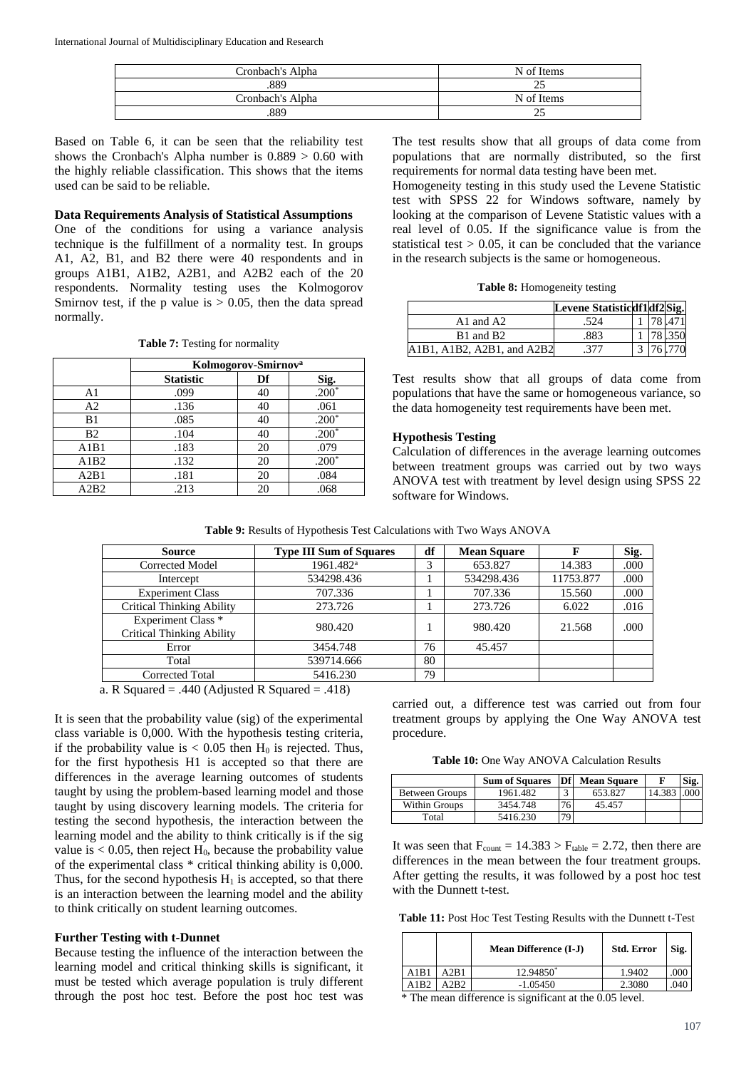| Cronbach's Alpha | N of Items |
|---|---|
| .889 | 25 |
| Cronbach's Alpha | N of Items |
| .889 | 25 |

Based on Table 6, it can be seen that the reliability test shows the Cronbach's Alpha number is 0.889 > 0.60 with the highly reliable classification. This shows that the items used can be said to be reliable.

**Data Requirements Analysis of Statistical Assumptions**

One of the conditions for using a variance analysis technique is the fulfillment of a normality test. In groups A1, A2, B1, and B2 there were 40 respondents and in groups A1B1, A1B2, A2B1, and A2B2 each of the 20 respondents. Normality testing uses the Kolmogorov Smirnov test, if the p value is > 0.05, then the data spread normally.

**Table 7:** Testing for normality

| | Kolmogorov-Smirnov[a] | | |
|---|---|---|---|
| | **Statistic** | **Df** | **Sig.** |
| A1 | .099 | 40 | .200* |
| A2 | .136 | 40 | .061 |
| B1 | .085 | 40 | .200* |
| B2 | .104 | 40 | .200* |
| A1B1 | .183 | 20 | .079 |
| A1B2 | .132 | 20 | .200* |
| A2B1 | .181 | 20 | .084 |
| A2B2 | .213 | 20 | .068 |

The test results show that all groups of data come from populations that are normally distributed, so the first requirements for normal data testing have been met.

Homogeneity testing in this study used the Levene Statistic test with SPSS 22 for Windows software, namely by looking at the comparison of Levene Statistic values with a real level of 0.05. If the significance value is from the statistical test > 0.05, it can be concluded that the variance in the research subjects is the same or homogeneous.

**Table 8:** Homogeneity testing

| | **Levene Statistic** | **df1** | **df2** | **Sig.** |
|---|---|---|---|---|
| A1 and A2 | .524 | 1 | 78 | .471 |
| B1 and B2 | .883 | 1 | 78 | .350 |
| A1B1, A1B2, A2B1, and A2B2 | .377 | 3 | 76 | .770 |

Test results show that all groups of data come from populations that have the same or homogeneous variance, so the data homogeneity test requirements have been met.

**Hypothesis Testing**

Calculation of differences in the average learning outcomes between treatment groups was carried out by two ways ANOVA test with treatment by level design using SPSS 22 software for Windows.

**Table 9:** Results of Hypothesis Test Calculations with Two Ways ANOVA

| Source | Type III Sum of Squares | df | Mean Square | F | Sig. |
|---|---|---|---|---|---|
| Corrected Model | 1961.482[a] | 3 | 653.827 | 14.383 | .000 |
| Intercept | 534298.436 | 1 | 534298.436 | 11753.877 | .000 |
| Experiment Class | 707.336 | 1 | 707.336 | 15.560 | .000 |
| Critical Thinking Ability | 273.726 | 1 | 273.726 | 6.022 | .016 |
| Experiment Class * Critical Thinking Ability | 980.420 | 1 | 980.420 | 21.568 | .000 |
| Error | 3454.748 | 76 | 45.457 | | |
| Total | 539714.666 | 80 | | | |
| Corrected Total | 5416.230 | 79 | | | |

a. R Squared = .440 (Adjusted R Squared = .418)

It is seen that the probability value (sig) of the experimental class variable is 0,000. With the hypothesis testing criteria, if the probability value is < 0.05 then $H_0$ is rejected. Thus, for the first hypothesis H1 is accepted so that there are differences in the average learning outcomes of students taught by using the problem-based learning model and those taught by using discovery learning models. The criteria for testing the second hypothesis, the interaction between the learning model and the ability to think critically is if the sig value is < 0.05, then reject $H_0$, because the probability value of the experimental class * critical thinking ability is 0,000. Thus, for the second hypothesis $H_1$ is accepted, so that there is an interaction between the learning model and the ability to think critically on student learning outcomes.

**Further Testing with t-Dunnet**

Because testing the influence of the interaction between the learning model and critical thinking skills is significant, it must be tested which average population is truly different through the post hoc test. Before the post hoc test was carried out, a difference test was carried out from four treatment groups by applying the One Way ANOVA test procedure.

**Table 10:** One Way ANOVA Calculation Results

| | Sum of Squares | Df | Mean Square | F | Sig. |
|---|---|---|---|---|---|
| Between Groups | 1961.482 | 3 | 653.827 | 14.383 | .000 |
| Within Groups | 3454.748 | 76 | 45.457 | | |
| Total | 5416.230 | 79 | | | |

It was seen that $F_{count} = 14.383 > F_{table} = 2.72$, then there are differences in the mean between the four treatment groups. After getting the results, it was followed by a post hoc test with the Dunnett t-test.

**Table 11:** Post Hoc Test Testing Results with the Dunnett t-Test

| | | Mean Difference (I-J) | Std. Error | Sig. |
|---|---|---|---|---|
| A1B1 | A2B1 | 12.94850* | 1.9402 | .000 |
| A1B2 | A2B2 | -1.05450 | 2.3080 | .040 |

* The mean difference is significant at the 0.05 level.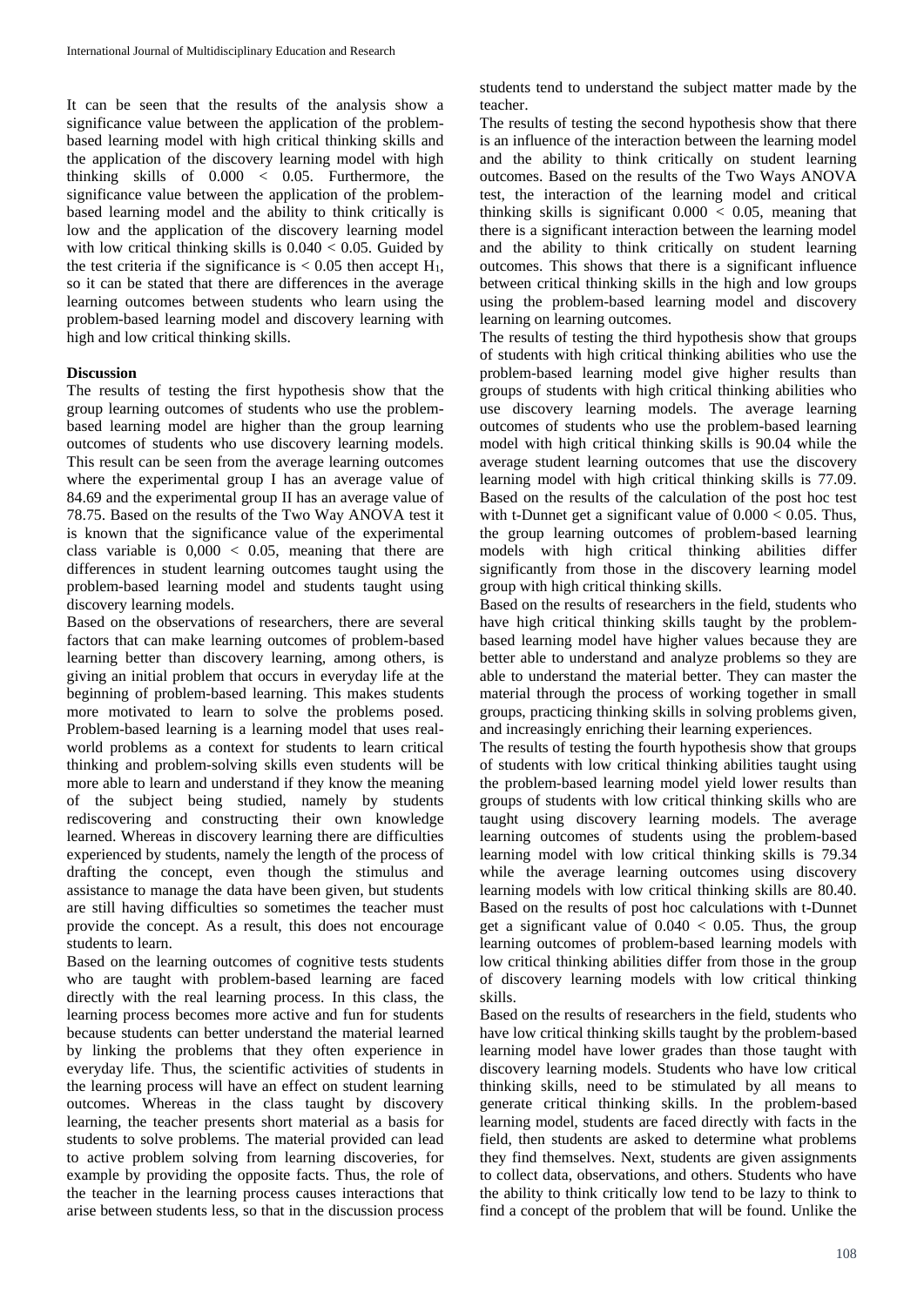It can be seen that the results of the analysis show a significance value between the application of the problem-based learning model with high critical thinking skills and the application of the discovery learning model with high thinking skills of $0.000 < 0.05$. Furthermore, the significance value between the application of the problem-based learning model and the ability to think critically is low and the application of the discovery learning model with low critical thinking skills is $0.040 < 0.05$. Guided by the test criteria if the significance is $< 0.05$ then accept $H_1$, so it can be stated that there are differences in the average learning outcomes between students who learn using the problem-based learning model and discovery learning with high and low critical thinking skills.

### Discussion

The results of testing the first hypothesis show that the group learning outcomes of students who use the problem-based learning model are higher than the group learning outcomes of students who use discovery learning models. This result can be seen from the average learning outcomes where the experimental group I has an average value of 84.69 and the experimental group II has an average value of 78.75. Based on the results of the Two Way ANOVA test it is known that the significance value of the experimental class variable is $0,000 < 0.05$, meaning that there are differences in student learning outcomes taught using the problem-based learning model and students taught using discovery learning models.

Based on the observations of researchers, there are several factors that can make learning outcomes of problem-based learning better than discovery learning, among others, is giving an initial problem that occurs in everyday life at the beginning of problem-based learning. This makes students more motivated to learn to solve the problems posed. Problem-based learning is a learning model that uses real-world problems as a context for students to learn critical thinking and problem-solving skills even students will be more able to learn and understand if they know the meaning of the subject being studied, namely by students rediscovering and constructing their own knowledge learned. Whereas in discovery learning there are difficulties experienced by students, namely the length of the process of drafting the concept, even though the stimulus and assistance to manage the data have been given, but students are still having difficulties so sometimes the teacher must provide the concept. As a result, this does not encourage students to learn.

Based on the learning outcomes of cognitive tests students who are taught with problem-based learning are faced directly with the real learning process. In this class, the learning process becomes more active and fun for students because students can better understand the material learned by linking the problems that they often experience in everyday life. Thus, the scientific activities of students in the learning process will have an effect on student learning outcomes. Whereas in the class taught by discovery learning, the teacher presents short material as a basis for students to solve problems. The material provided can lead to active problem solving from learning discoveries, for example by providing the opposite facts. Thus, the role of the teacher in the learning process causes interactions that arise between students less, so that in the discussion process students tend to understand the subject matter made by the teacher.

The results of testing the second hypothesis show that there is an influence of the interaction between the learning model and the ability to think critically on student learning outcomes. Based on the results of the Two Ways ANOVA test, the interaction of the learning model and critical thinking skills is significant $0.000 < 0.05$, meaning that there is a significant interaction between the learning model and the ability to think critically on student learning outcomes. This shows that there is a significant influence between critical thinking skills in the high and low groups using the problem-based learning model and discovery learning on learning outcomes.

The results of testing the third hypothesis show that groups of students with high critical thinking abilities who use the problem-based learning model give higher results than groups of students with high critical thinking abilities who use discovery learning models. The average learning outcomes of students who use the problem-based learning model with high critical thinking skills is 90.04 while the average student learning outcomes that use the discovery learning model with high critical thinking skills is 77.09. Based on the results of the calculation of the post hoc test with t-Dunnet get a significant value of $0.000 < 0.05$. Thus, the group learning outcomes of problem-based learning models with high critical thinking abilities differ significantly from those in the discovery learning model group with high critical thinking skills.

Based on the results of researchers in the field, students who have high critical thinking skills taught by the problem-based learning model have higher values because they are better able to understand and analyze problems so they are able to understand the material better. They can master the material through the process of working together in small groups, practicing thinking skills in solving problems given, and increasingly enriching their learning experiences.

The results of testing the fourth hypothesis show that groups of students with low critical thinking abilities taught using the problem-based learning model yield lower results than groups of students with low critical thinking skills who are taught using discovery learning models. The average learning outcomes of students using the problem-based learning model with low critical thinking skills is 79.34 while the average learning outcomes using discovery learning models with low critical thinking skills are 80.40. Based on the results of post hoc calculations with t-Dunnet get a significant value of $0.040 < 0.05$. Thus, the group learning outcomes of problem-based learning models with low critical thinking abilities differ from those in the group of discovery learning models with low critical thinking skills.

Based on the results of researchers in the field, students who have low critical thinking skills taught by the problem-based learning model have lower grades than those taught with discovery learning models. Students who have low critical thinking skills, need to be stimulated by all means to generate critical thinking skills. In the problem-based learning model, students are faced directly with facts in the field, then students are asked to determine what problems they find themselves. Next, students are given assignments to collect data, observations, and others. Students who have the ability to think critically low tend to be lazy to think to find a concept of the problem that will be found. Unlike the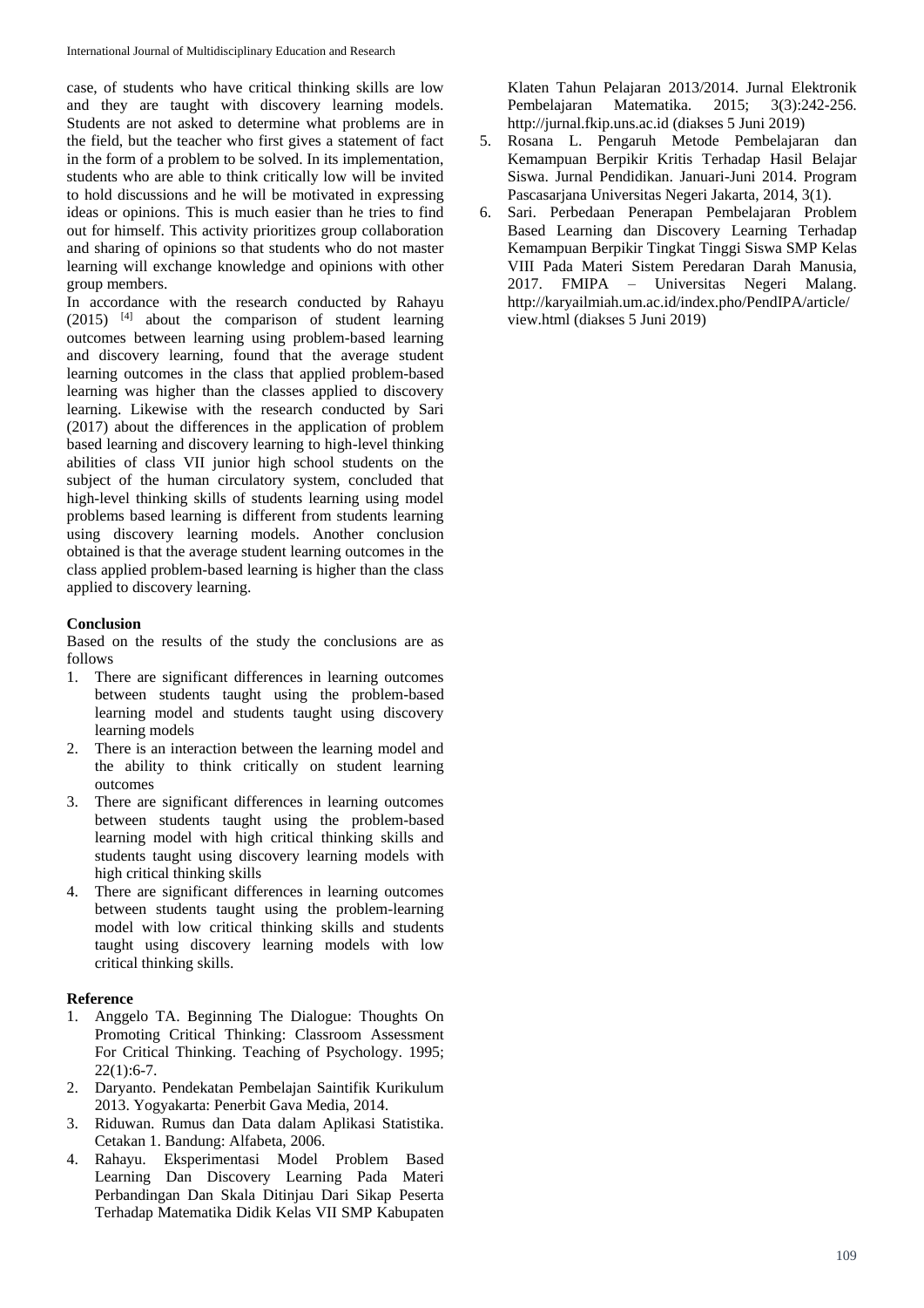case, of students who have critical thinking skills are low and they are taught with discovery learning models. Students are not asked to determine what problems are in the field, but the teacher who first gives a statement of fact in the form of a problem to be solved. In its implementation, students who are able to think critically low will be invited to hold discussions and he will be motivated in expressing ideas or opinions. This is much easier than he tries to find out for himself. This activity prioritizes group collaboration and sharing of opinions so that students who do not master learning will exchange knowledge and opinions with other group members.

In accordance with the research conducted by Rahayu (2015) [4] about the comparison of student learning outcomes between learning using problem-based learning and discovery learning, found that the average student learning outcomes in the class that applied problem-based learning was higher than the classes applied to discovery learning. Likewise with the research conducted by Sari (2017) about the differences in the application of problem based learning and discovery learning to high-level thinking abilities of class VII junior high school students on the subject of the human circulatory system, concluded that high-level thinking skills of students learning using model problems based learning is different from students learning using discovery learning models. Another conclusion obtained is that the average student learning outcomes in the class applied problem-based learning is higher than the class applied to discovery learning.

## Conclusion

Based on the results of the study the conclusions are as follows

1. There are significant differences in learning outcomes between students taught using the problem-based learning model and students taught using discovery learning models
2. There is an interaction between the learning model and the ability to think critically on student learning outcomes
3. There are significant differences in learning outcomes between students taught using the problem-based learning model with high critical thinking skills and students taught using discovery learning models with high critical thinking skills
4. There are significant differences in learning outcomes between students taught using the problem-learning model with low critical thinking skills and students taught using discovery learning models with low critical thinking skills.

## Reference

1. Anggelo TA. Beginning The Dialogue: Thoughts On Promoting Critical Thinking: Classroom Assessment For Critical Thinking. Teaching of Psychology. 1995; 22(1):6-7.
2. Daryanto. Pendekatan Pembelajaran Saintifik Kurikulum 2013. Yogyakarta: Penerbit Gava Media, 2014.
3. Riduwan. Rumus dan Data dalam Aplikasi Statistika. Cetakan 1. Bandung: Alfabeta, 2006.
4. Rahayu. Eksperimentasi Model Problem Based Learning Dan Discovery Learning Pada Materi Perbandingan Dan Skala Ditinjau Dari Sikap Peserta Terhadap Matematika Didik Kelas VII SMP Kabupaten Klaten Tahun Pelajaran 2013/2014. Jurnal Elektronik Pembelajaran Matematika. 2015; 3(3):242-256. http://jurnal.fkip.uns.ac.id (diakses 5 Juni 2019)
5. Rosana L. Pengaruh Metode Pembelajaran dan Kemampuan Berpikir Kritis Terhadap Hasil Belajar Siswa. Jurnal Pendidikan. Januari-Juni 2014. Program Pascasarjana Universitas Negeri Jakarta, 2014, 3(1).
6. Sari. Perbedaan Penerapan Pembelajaran Problem Based Learning dan Discovery Learning Terhadap Kemampuan Berpikir Tingkat Tinggi Siswa SMP Kelas VIII Pada Materi Sistem Peredaran Darah Manusia, 2017. FMIPA – Universitas Negeri Malang. http://karyailmiah.um.ac.id/index.pho/PendIPA/article/view.html (diakses 5 Juni 2019)